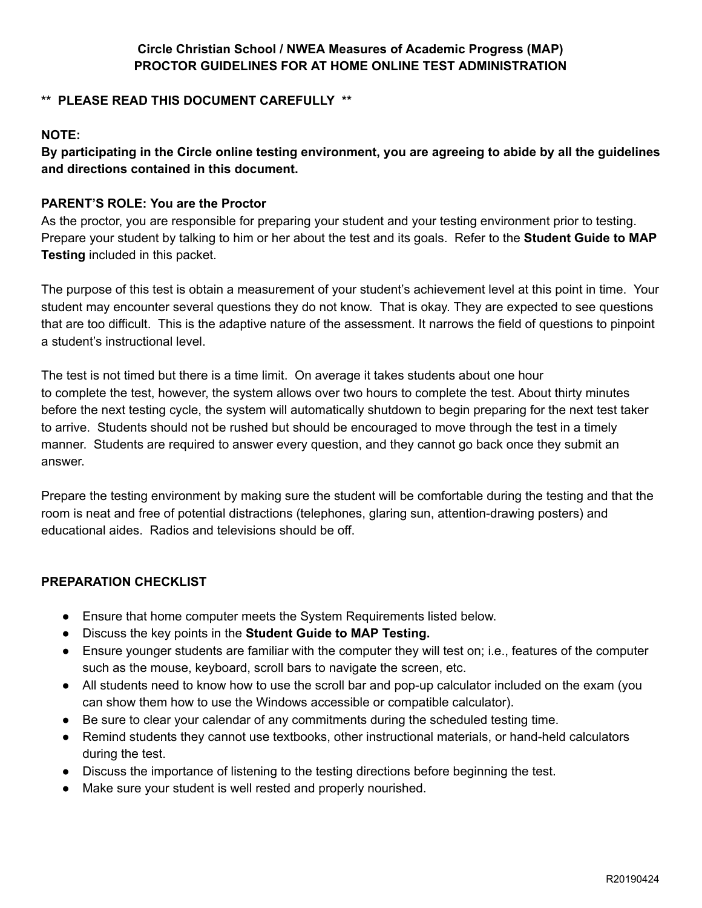**Circle Christian School / NWEA Measures of Academic Progress (MAP)**
**PROCTOR GUIDELINES FOR AT HOME ONLINE TEST ADMINISTRATION**

**** PLEASE READ THIS DOCUMENT CAREFULLY ****

**NOTE:**
**By participating in the Circle online testing environment, you are agreeing to abide by all the guidelines and directions contained in this document.**

**PARENT'S ROLE: You are the Proctor**
As the proctor, you are responsible for preparing your student and your testing environment prior to testing. Prepare your student by talking to him or her about the test and its goals. Refer to the **Student Guide to MAP Testing** included in this packet.

The purpose of this test is obtain a measurement of your student's achievement level at this point in time. Your student may encounter several questions they do not know. That is okay. They are expected to see questions that are too difficult. This is the adaptive nature of the assessment. It narrows the field of questions to pinpoint a student's instructional level.

The test is not timed but there is a time limit. On average it takes students about one hour to complete the test, however, the system allows over two hours to complete the test. About thirty minutes before the next testing cycle, the system will automatically shutdown to begin preparing for the next test taker to arrive. Students should not be rushed but should be encouraged to move through the test in a timely manner. Students are required to answer every question, and they cannot go back once they submit an answer.

Prepare the testing environment by making sure the student will be comfortable during the testing and that the room is neat and free of potential distractions (telephones, glaring sun, attention-drawing posters) and educational aides. Radios and televisions should be off.

**PREPARATION CHECKLIST**

- Ensure that home computer meets the System Requirements listed below.
- Discuss the key points in the **Student Guide to MAP Testing.**
- Ensure younger students are familiar with the computer they will test on; i.e., features of the computer such as the mouse, keyboard, scroll bars to navigate the screen, etc.
- All students need to know how to use the scroll bar and pop-up calculator included on the exam (you can show them how to use the Windows accessible or compatible calculator).
- Be sure to clear your calendar of any commitments during the scheduled testing time.
- Remind students they cannot use textbooks, other instructional materials, or hand-held calculators during the test.
- Discuss the importance of listening to the testing directions before beginning the test.
- Make sure your student is well rested and properly nourished.

R20190424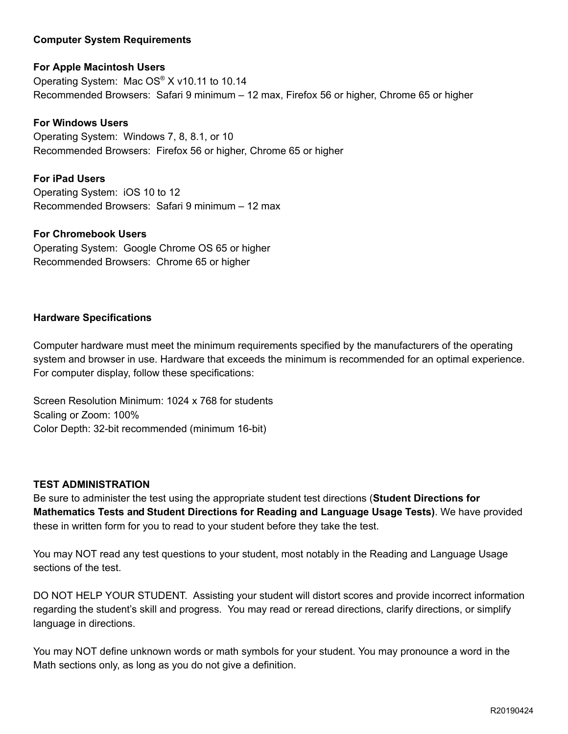**Computer System Requirements**

**For Apple Macintosh Users**
Operating System: Mac OS® X v10.11 to 10.14
Recommended Browsers: Safari 9 minimum – 12 max, Firefox 56 or higher, Chrome 65 or higher

**For Windows Users**
Operating System: Windows 7, 8, 8.1, or 10
Recommended Browsers: Firefox 56 or higher, Chrome 65 or higher

**For iPad Users**
Operating System: iOS 10 to 12
Recommended Browsers: Safari 9 minimum – 12 max

**For Chromebook Users**
Operating System: Google Chrome OS 65 or higher
Recommended Browsers: Chrome 65 or higher

**Hardware Specifications**

Computer hardware must meet the minimum requirements specified by the manufacturers of the operating system and browser in use. Hardware that exceeds the minimum is recommended for an optimal experience. For computer display, follow these specifications:

Screen Resolution Minimum: 1024 x 768 for students
Scaling or Zoom: 100%
Color Depth: 32-bit recommended (minimum 16-bit)

**TEST ADMINISTRATION**
Be sure to administer the test using the appropriate student test directions (**Student Directions for Mathematics Tests and Student Directions for Reading and Language Usage Tests)**. We have provided these in written form for you to read to your student before they take the test.

You may NOT read any test questions to your student, most notably in the Reading and Language Usage sections of the test.

DO NOT HELP YOUR STUDENT. Assisting your student will distort scores and provide incorrect information regarding the student's skill and progress. You may read or reread directions, clarify directions, or simplify language in directions.

You may NOT define unknown words or math symbols for your student. You may pronounce a word in the Math sections only, as long as you do not give a definition.

R20190424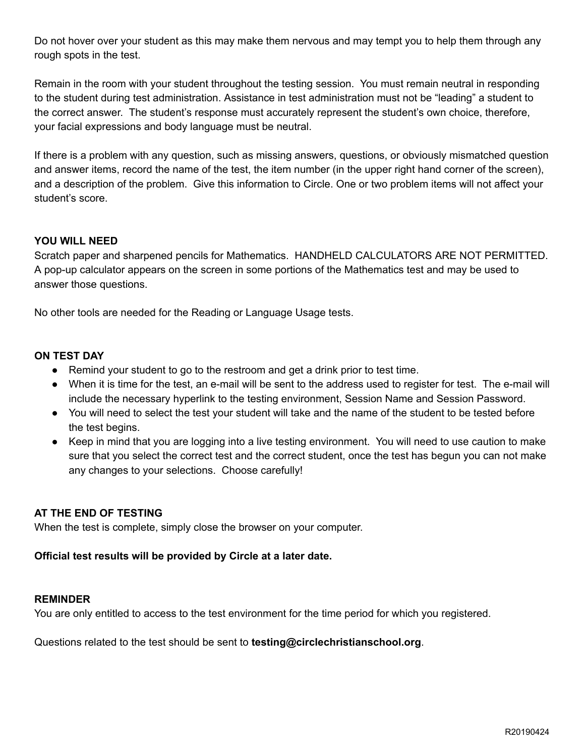Do not hover over your student as this may make them nervous and may tempt you to help them through any rough spots in the test.

Remain in the room with your student throughout the testing session. You must remain neutral in responding to the student during test administration. Assistance in test administration must not be "leading" a student to the correct answer. The student's response must accurately represent the student's own choice, therefore, your facial expressions and body language must be neutral.

If there is a problem with any question, such as missing answers, questions, or obviously mismatched question and answer items, record the name of the test, the item number (in the upper right hand corner of the screen), and a description of the problem. Give this information to Circle. One or two problem items will not affect your student's score.

**YOU WILL NEED**

Scratch paper and sharpened pencils for Mathematics. HANDHELD CALCULATORS ARE NOT PERMITTED. A pop-up calculator appears on the screen in some portions of the Mathematics test and may be used to answer those questions.

No other tools are needed for the Reading or Language Usage tests.

**ON TEST DAY**

- Remind your student to go to the restroom and get a drink prior to test time.
- When it is time for the test, an e-mail will be sent to the address used to register for test. The e-mail will include the necessary hyperlink to the testing environment, Session Name and Session Password.
- You will need to select the test your student will take and the name of the student to be tested before the test begins.
- Keep in mind that you are logging into a live testing environment. You will need to use caution to make sure that you select the correct test and the correct student, once the test has begun you can not make any changes to your selections. Choose carefully!

**AT THE END OF TESTING**

When the test is complete, simply close the browser on your computer.

**Official test results will be provided by Circle at a later date.**

**REMINDER**

You are only entitled to access to the test environment for the time period for which you registered.

Questions related to the test should be sent to **testing@circlechristianschool.org**.

R20190424